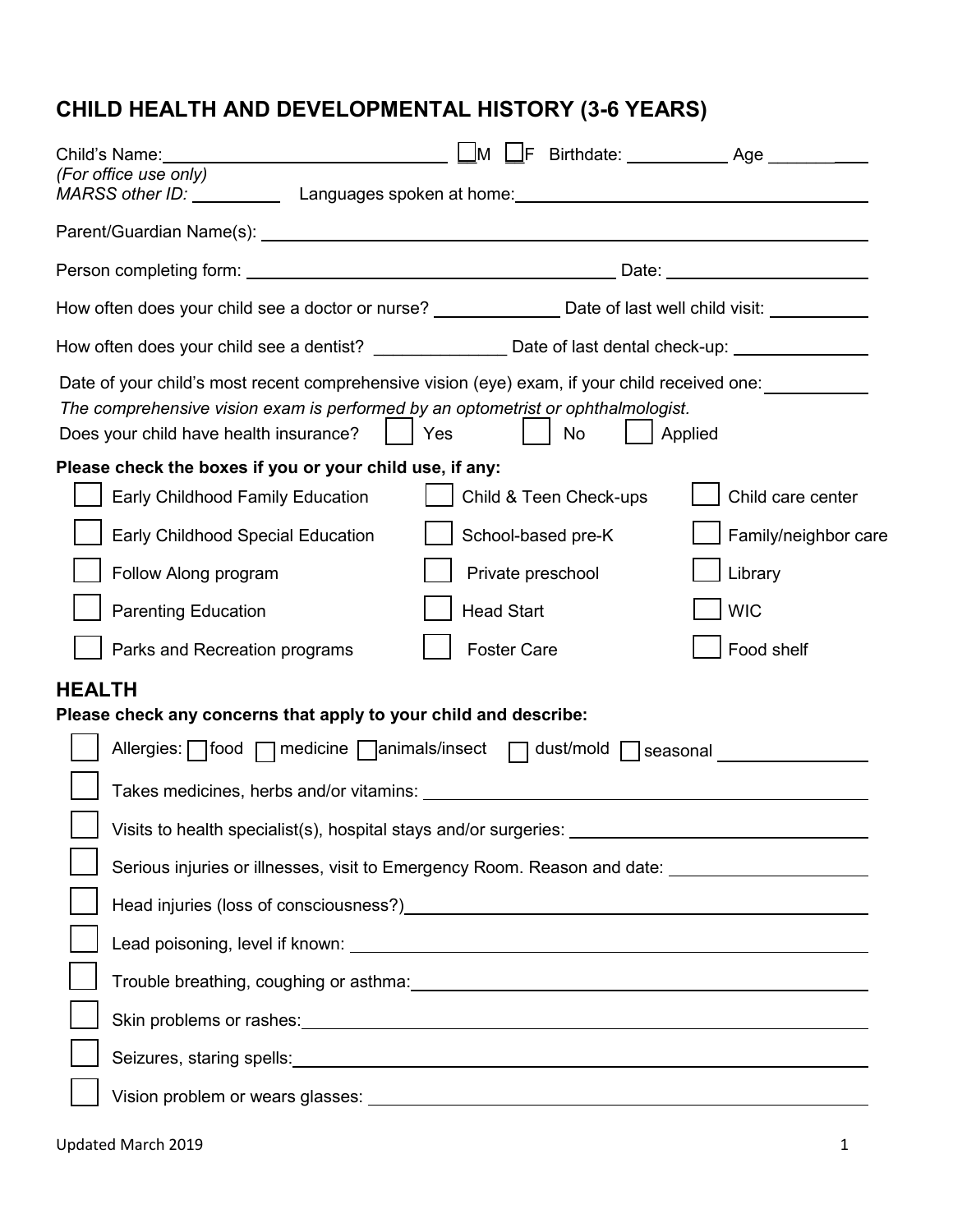# CHILD HEALTH AND DEVELOPMENTAL HISTORY (3-6 YEARS)

Child's Name: ______________________________ ☐M ☐F Birthdate: ___________ Age __________

*(For office use only)*
*MARSS other ID:* __________ Languages spoken at home: ______________________________

Parent/Guardian Name(s): ______________________________

Person completing form: ______________________________ Date: ______________________

How often does your child see a doctor or nurse? _____________ Date of last well child visit: ___________

How often does your child see a dentist? _____________ Date of last dental check-up: ______________

Date of your child's most recent comprehensive vision (eye) exam, if your child received one: ___________

*The comprehensive vision exam is performed by an optometrist or ophthalmologist.*

Does your child have health insurance? ☐ Yes ☐ No ☐ Applied

**Please check the boxes if you or your child use, if any:**

| | | |
|---|---|---|
| ☐ Early Childhood Family Education | ☐ Child & Teen Check-ups | ☐ Child care center |
| ☐ Early Childhood Special Education | ☐ School-based pre-K | ☐ Family/neighbor care |
| ☐ Follow Along program | ☐ Private preschool | ☐ Library |
| ☐ Parenting Education | ☐ Head Start | ☐ WIC |
| ☐ Parks and Recreation programs | ☐ Foster Care | ☐ Food shelf |

## HEALTH

**Please check any concerns that apply to your child and describe:**

- ☐ Allergies: ☐ food ☐ medicine ☐ animals/insect ☐ dust/mold ☐ seasonal _______________
- ☐ Takes medicines, herbs and/or vitamins: ______________________________
- ☐ Visits to health specialist(s), hospital stays and/or surgeries: ______________________________
- ☐ Serious injuries or illnesses, visit to Emergency Room. Reason and date: ______________________
- ☐ Head injuries (loss of consciousness?) ______________________________
- ☐ Lead poisoning, level if known: ______________________________
- ☐ Trouble breathing, coughing or asthma: ______________________________
- ☐ Skin problems or rashes: ______________________________
- ☐ Seizures, staring spells: ______________________________
- ☐ Vision problem or wears glasses: ______________________________

Updated March 2019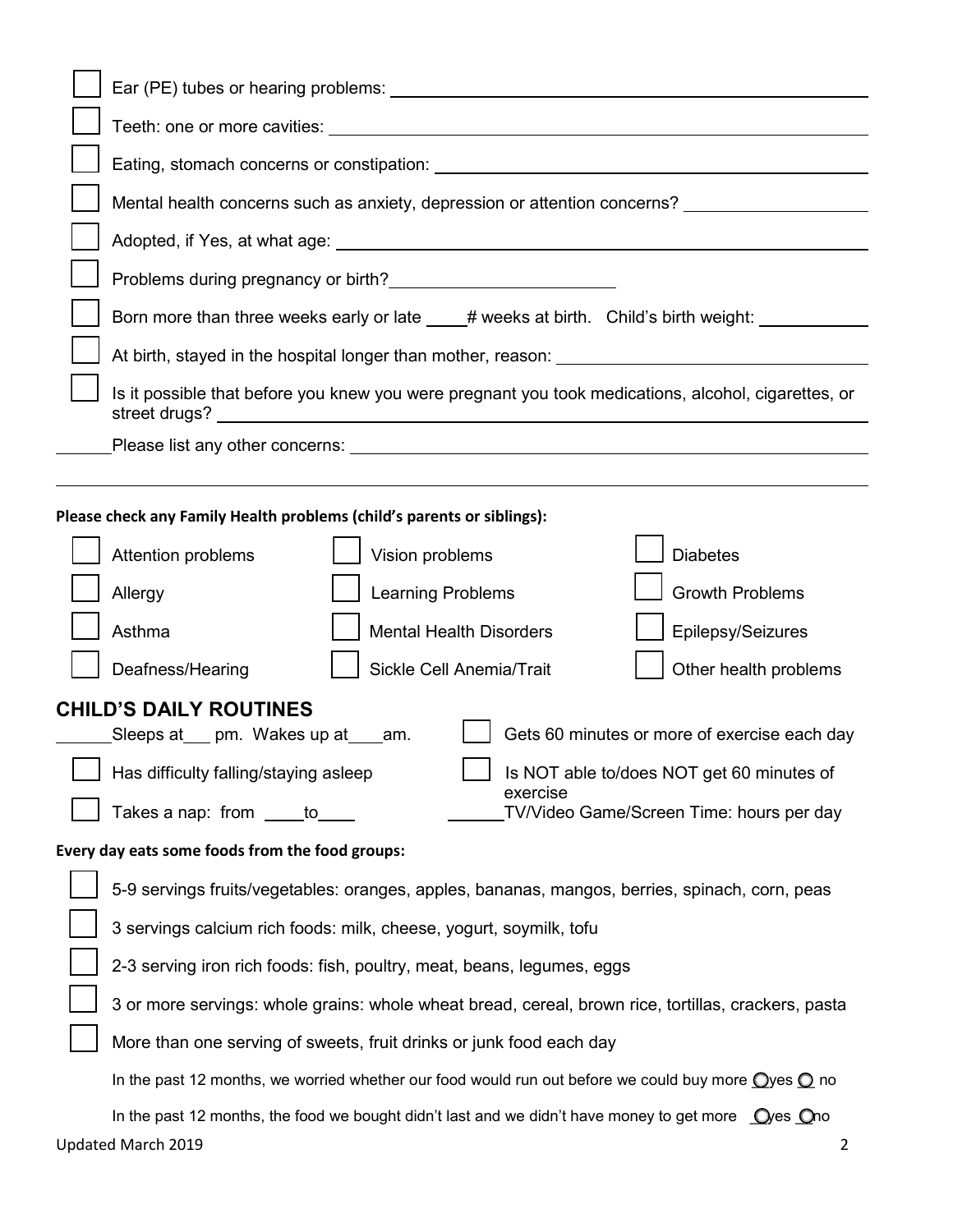- [ ] Ear (PE) tubes or hearing problems: ______________________________
- [ ] Teeth: one or more cavities: ______________________________
- [ ] Eating, stomach concerns or constipation: ______________________________
- [ ] Mental health concerns such as anxiety, depression or attention concerns? ______________
- [ ] Adopted, if Yes, at what age: ______________________________
- [ ] Problems during pregnancy or birth? ________________
- [ ] Born more than three weeks early or late ____# weeks at birth. Child's birth weight: ________
- [ ] At birth, stayed in the hospital longer than mother, reason: ______________________
- [ ] Is it possible that before you knew you were pregnant you took medications, alcohol, cigarettes, or street drugs? ______________________________

______Please list any other concerns: ______________________________

______________________________________________________________

**Please check any Family Health problems (child's parents or siblings):**

| | | |
|---|---|---|
| [ ] Attention problems | [ ] Vision problems | [ ] Diabetes |
| [ ] Allergy | [ ] Learning Problems | [ ] Growth Problems |
| [ ] Asthma | [ ] Mental Health Disorders | [ ] Epilepsy/Seizures |
| [ ] Deafness/Hearing | [ ] Sickle Cell Anemia/Trait | [ ] Other health problems |

## CHILD'S DAILY ROUTINES

| | |
|---|---|
| ______Sleeps at___ pm. Wakes up at____am. | [ ] Gets 60 minutes or more of exercise each day |
| [ ] Has difficulty falling/staying asleep | [ ] Is NOT able to/does NOT get 60 minutes of exercise |
| [ ] Takes a nap: from ____to____ | ______TV/Video Game/Screen Time: hours per day |

**Every day eats some foods from the food groups:**

- [ ] 5-9 servings fruits/vegetables: oranges, apples, bananas, mangos, berries, spinach, corn, peas
- [ ] 3 servings calcium rich foods: milk, cheese, yogurt, soymilk, tofu
- [ ] 2-3 serving iron rich foods: fish, poultry, meat, beans, legumes, eggs
- [ ] 3 or more servings: whole grains: whole wheat bread, cereal, brown rice, tortillas, crackers, pasta
- [ ] More than one serving of sweets, fruit drinks or junk food each day

In the past 12 months, we worried whether our food would run out before we could buy more ○ yes ○ no

In the past 12 months, the food we bought didn't last and we didn't have money to get more ○ yes ○ no

Updated March 2019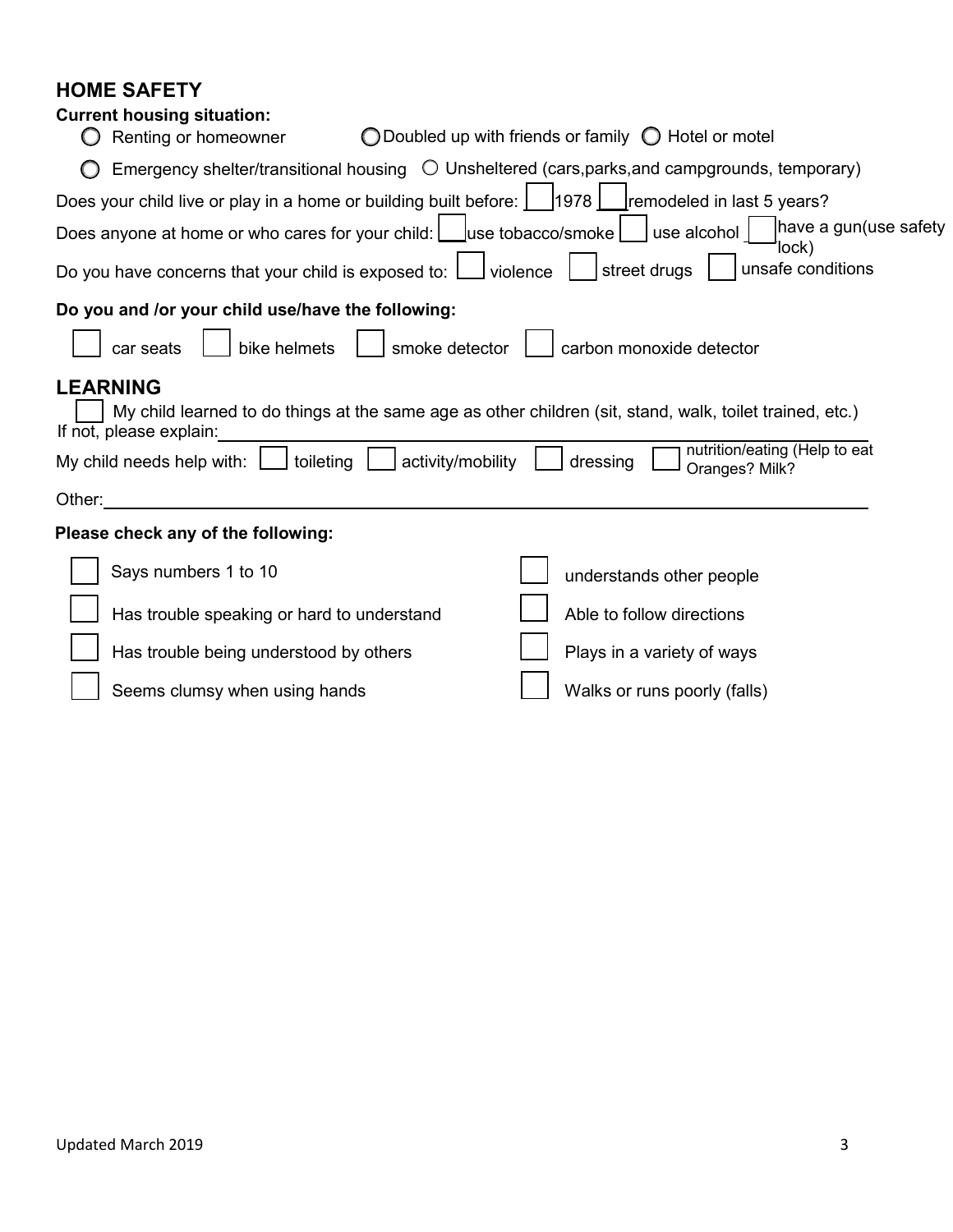## HOME SAFETY

**Current housing situation:**

- ◯ Renting or homeowner
- ◯ Doubled up with friends or family
- ◯ Hotel or motel
- ◯ Emergency shelter/transitional housing
- ◯ Unsheltered (cars,parks,and campgrounds, temporary)

Does your child live or play in a home or building built before: ☐ 1978 ☐ remodeled in last 5 years?

Does anyone at home or who cares for your child: ☐ use tobacco/smoke ☐ use alcohol ☐ have a gun(use safety lock)

Do you have concerns that your child is exposed to: ☐ violence ☐ street drugs ☐ unsafe conditions

**Do you and /or your child use/have the following:**

☐ car seats ☐ bike helmets ☐ smoke detector ☐ carbon monoxide detector

## LEARNING

☐ My child learned to do things at the same age as other children (sit, stand, walk, toilet trained, etc.)

If not, please explain: ______________________________

My child needs help with: ☐ toileting ☐ activity/mobility ☐ dressing ☐ nutrition/eating (Help to eat Oranges? Milk?

Other: ______________________________

**Please check any of the following:**

| | |
|---|---|
| ☐ Says numbers 1 to 10 | ☐ understands other people |
| ☐ Has trouble speaking or hard to understand | ☐ Able to follow directions |
| ☐ Has trouble being understood by others | ☐ Plays in a variety of ways |
| ☐ Seems clumsy when using hands | ☐ Walks or runs poorly (falls) |

Updated March 2019